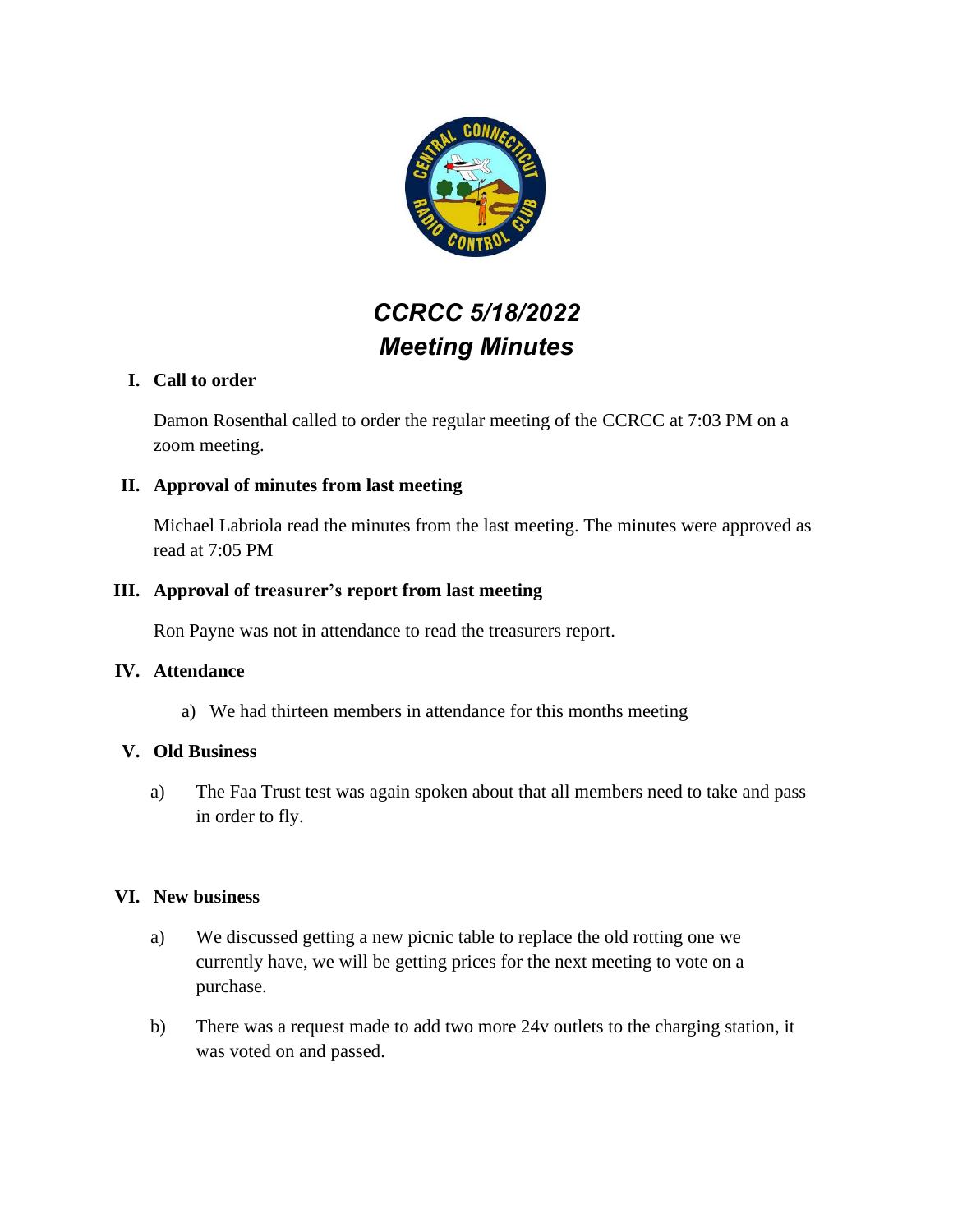# *CCRCC 5/18/2022*
# *Meeting Minutes*

**I. Call to order**

Damon Rosenthal called to order the regular meeting of the CCRCC at 7:03 PM on a zoom meeting.

**II. Approval of minutes from last meeting**

Michael Labriola read the minutes from the last meeting. The minutes were approved as read at 7:05 PM

**III. Approval of treasurer's report from last meeting**

Ron Payne was not in attendance to read the treasurers report.

**IV. Attendance**

a) We had thirteen members in attendance for this months meeting

**V. Old Business**

a) The Faa Trust test was again spoken about that all members need to take and pass in order to fly.

**VI. New business**

a) We discussed getting a new picnic table to replace the old rotting one we currently have, we will be getting prices for the next meeting to vote on a purchase.

b) There was a request made to add two more 24v outlets to the charging station, it was voted on and passed.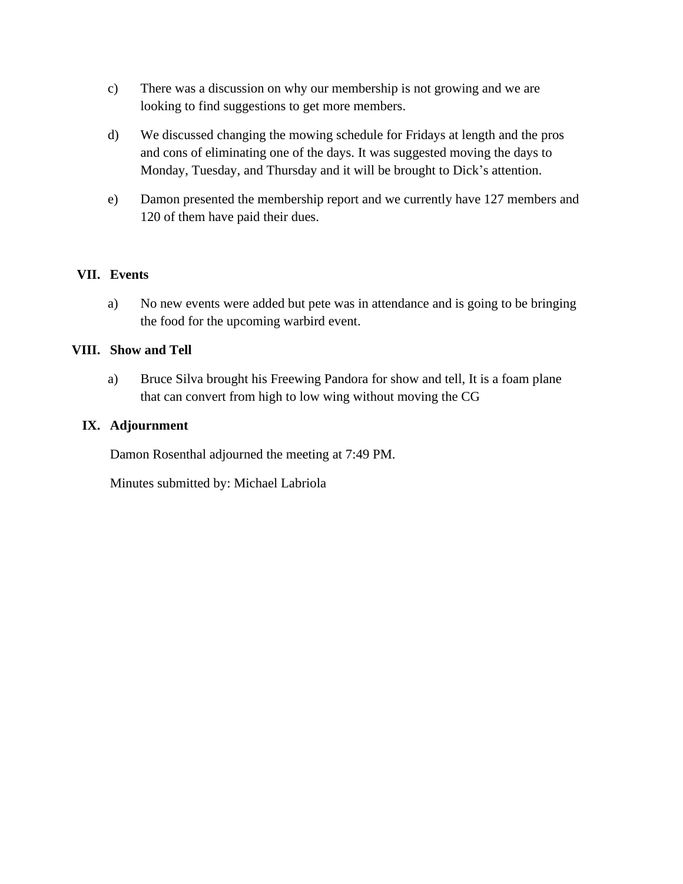c) There was a discussion on why our membership is not growing and we are looking to find suggestions to get more members.

d) We discussed changing the mowing schedule for Fridays at length and the pros and cons of eliminating one of the days. It was suggested moving the days to Monday, Tuesday, and Thursday and it will be brought to Dick's attention.

e) Damon presented the membership report and we currently have 127 members and 120 of them have paid their dues.

## VII. Events

a) No new events were added but pete was in attendance and is going to be bringing the food for the upcoming warbird event.

## VIII. Show and Tell

a) Bruce Silva brought his Freewing Pandora for show and tell, It is a foam plane that can convert from high to low wing without moving the CG

## IX. Adjournment

Damon Rosenthal adjourned the meeting at 7:49 PM.

Minutes submitted by: Michael Labriola